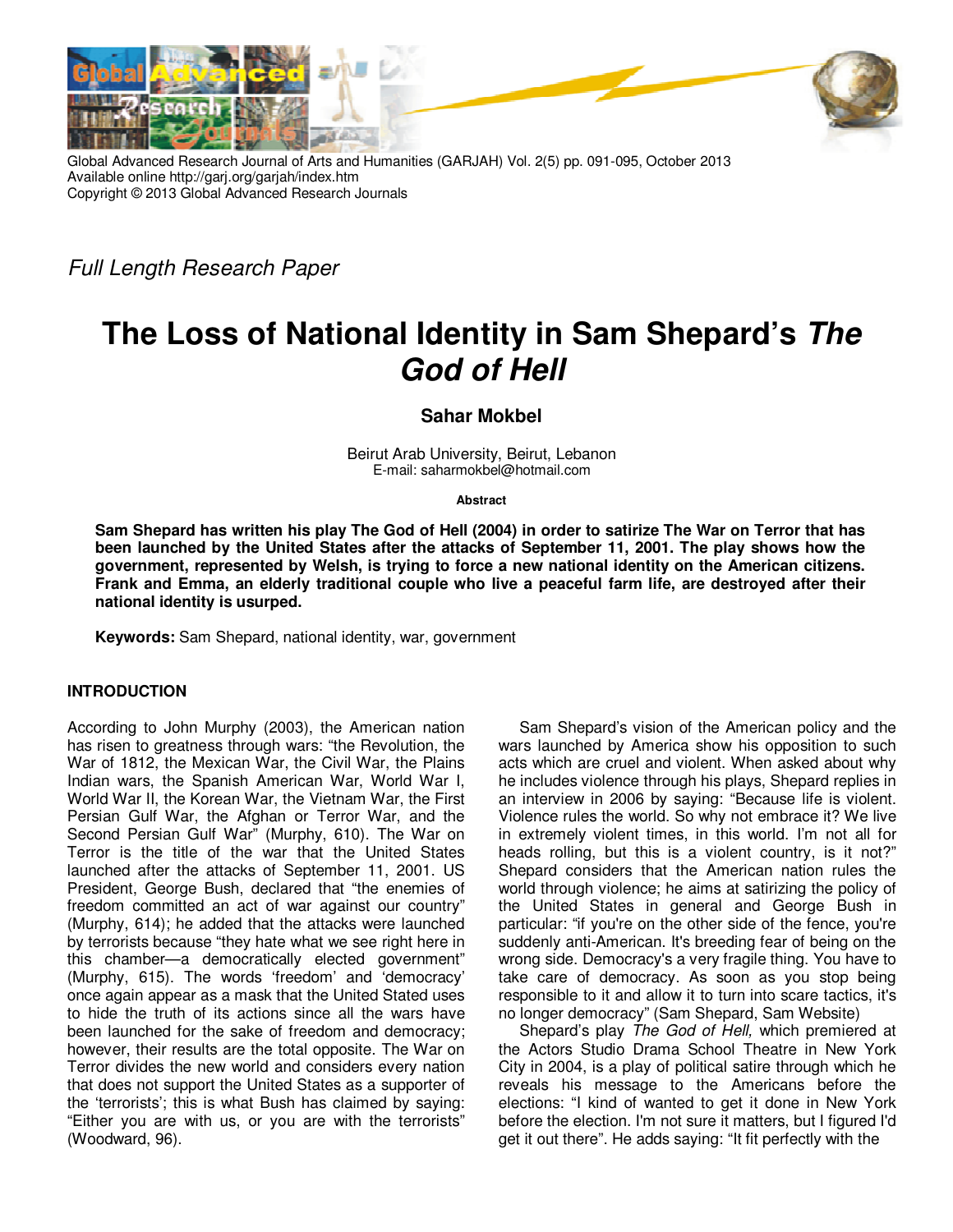Global Advanced Research Journal of Arts and Humanities (GARJAH) Vol. 2(5) pp. 091-095, October 2013
Available online http://garj.org/garjah/index.htm
Copyright © 2013 Global Advanced Research Journals

*Full Length Research Paper*

# The Loss of National Identity in Sam Shepard's *The God of Hell*

**Sahar Mokbel**

Beirut Arab University, Beirut, Lebanon
E-mail: saharmokbel@hotmail.com

**Abstract**

**Sam Shepard has written his play The God of Hell (2004) in order to satirize The War on Terror that has been launched by the United States after the attacks of September 11, 2001. The play shows how the government, represented by Welsh, is trying to force a new national identity on the American citizens. Frank and Emma, an elderly traditional couple who live a peaceful farm life, are destroyed after their national identity is usurped.**

**Keywords:** Sam Shepard, national identity, war, government

## INTRODUCTION

According to John Murphy (2003), the American nation has risen to greatness through wars: "the Revolution, the War of 1812, the Mexican War, the Civil War, the Plains Indian wars, the Spanish American War, World War I, World War II, the Korean War, the Vietnam War, the First Persian Gulf War, the Afghan or Terror War, and the Second Persian Gulf War" (Murphy, 610). The War on Terror is the title of the war that the United States launched after the attacks of September 11, 2001. US President, George Bush, declared that "the enemies of freedom committed an act of war against our country" (Murphy, 614); he added that the attacks were launched by terrorists because "they hate what we see right here in this chamber—a democratically elected government" (Murphy, 615). The words 'freedom' and 'democracy' once again appear as a mask that the United Stated uses to hide the truth of its actions since all the wars have been launched for the sake of freedom and democracy; however, their results are the total opposite. The War on Terror divides the new world and considers every nation that does not support the United States as a supporter of the 'terrorists'; this is what Bush has claimed by saying: "Either you are with us, or you are with the terrorists" (Woodward, 96).

Sam Shepard's vision of the American policy and the wars launched by America show his opposition to such acts which are cruel and violent. When asked about why he includes violence through his plays, Shepard replies in an interview in 2006 by saying: "Because life is violent. Violence rules the world. So why not embrace it? We live in extremely violent times, in this world. I'm not all for heads rolling, but this is a violent country, is it not?" Shepard considers that the American nation rules the world through violence; he aims at satirizing the policy of the United States in general and George Bush in particular: "if you're on the other side of the fence, you're suddenly anti-American. It's breeding fear of being on the wrong side. Democracy's a very fragile thing. You have to take care of democracy. As soon as you stop being responsible to it and allow it to turn into scare tactics, it's no longer democracy" (Sam Shepard, Sam Website)

Shepard's play *The God of Hell,* which premiered at the Actors Studio Drama School Theatre in New York City in 2004, is a play of political satire through which he reveals his message to the Americans before the elections: "I kind of wanted to get it done in New York before the election. I'm not sure it matters, but I figured I'd get it out there". He adds saying: "It fit perfectly with the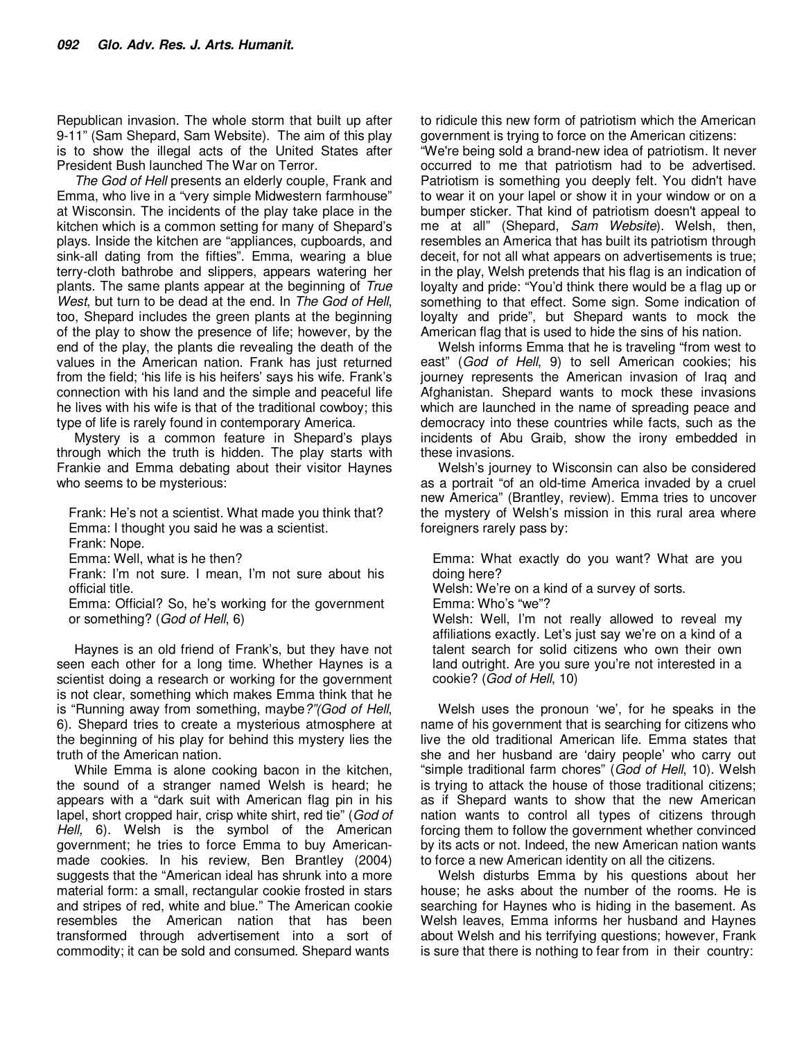Republican invasion. The whole storm that built up after 9-11" (Sam Shepard, Sam Website). The aim of this play is to show the illegal acts of the United States after President Bush launched The War on Terror.

*The God of Hell* presents an elderly couple, Frank and Emma, who live in a "very simple Midwestern farmhouse" at Wisconsin. The incidents of the play take place in the kitchen which is a common setting for many of Shepard's plays. Inside the kitchen are "appliances, cupboards, and sink-all dating from the fifties". Emma, wearing a blue terry-cloth bathrobe and slippers, appears watering her plants. The same plants appear at the beginning of *True West*, but turn to be dead at the end. In *The God of Hell*, too, Shepard includes the green plants at the beginning of the play to show the presence of life; however, by the end of the play, the plants die revealing the death of the values in the American nation. Frank has just returned from the field; 'his life is his heifers' says his wife. Frank's connection with his land and the simple and peaceful life he lives with his wife is that of the traditional cowboy; this type of life is rarely found in contemporary America.

Mystery is a common feature in Shepard's plays through which the truth is hidden. The play starts with Frankie and Emma debating about their visitor Haynes who seems to be mysterious:

> Frank: He's not a scientist. What made you think that?
> Emma: I thought you said he was a scientist.
> Frank: Nope.
> Emma: Well, what is he then?
> Frank: I'm not sure. I mean, I'm not sure about his official title.
> Emma: Official? So, he's working for the government or something? (*God of Hell*, 6)

Haynes is an old friend of Frank's, but they have not seen each other for a long time. Whether Haynes is a scientist doing a research or working for the government is not clear, something which makes Emma think that he is "Running away from something, maybe*?"(God of Hell*, 6). Shepard tries to create a mysterious atmosphere at the beginning of his play for behind this mystery lies the truth of the American nation.

While Emma is alone cooking bacon in the kitchen, the sound of a stranger named Welsh is heard; he appears with a "dark suit with American flag pin in his lapel, short cropped hair, crisp white shirt, red tie" (*God of Hell,* 6). Welsh is the symbol of the American government; he tries to force Emma to buy American-made cookies. In his review, Ben Brantley (2004) suggests that the "American ideal has shrunk into a more material form: a small, rectangular cookie frosted in stars and stripes of red, white and blue." The American cookie resembles the American nation that has been transformed through advertisement into a sort of commodity; it can be sold and consumed. Shepard wants to ridicule this new form of patriotism which the American government is trying to force on the American citizens: "We're being sold a brand-new idea of patriotism. It never occurred to me that patriotism had to be advertised. Patriotism is something you deeply felt. You didn't have to wear it on your lapel or show it in your window or on a bumper sticker. That kind of patriotism doesn't appeal to me at all" (Shepard, *Sam Website*). Welsh, then, resembles an America that has built its patriotism through deceit, for not all what appears on advertisements is true; in the play, Welsh pretends that his flag is an indication of loyalty and pride: "You'd think there would be a flag up or something to that effect. Some sign. Some indication of loyalty and pride", but Shepard wants to mock the American flag that is used to hide the sins of his nation.

Welsh informs Emma that he is traveling "from west to east" (*God of Hell*, 9) to sell American cookies; his journey represents the American invasion of Iraq and Afghanistan. Shepard wants to mock these invasions which are launched in the name of spreading peace and democracy into these countries while facts, such as the incidents of Abu Graib, show the irony embedded in these invasions.

Welsh's journey to Wisconsin can also be considered as a portrait "of an old-time America invaded by a cruel new America" (Brantley, review). Emma tries to uncover the mystery of Welsh's mission in this rural area where foreigners rarely pass by:

> Emma: What exactly do you want? What are you doing here?
> Welsh: We're on a kind of a survey of sorts.
> Emma: Who's "we"?
> Welsh: Well, I'm not really allowed to reveal my affiliations exactly. Let's just say we're on a kind of a talent search for solid citizens who own their own land outright. Are you sure you're not interested in a cookie? (*God of Hell*, 10)

Welsh uses the pronoun 'we', for he speaks in the name of his government that is searching for citizens who live the old traditional American life. Emma states that she and her husband are 'dairy people' who carry out "simple traditional farm chores" (*God of Hell*, 10). Welsh is trying to attack the house of those traditional citizens; as if Shepard wants to show that the new American nation wants to control all types of citizens through forcing them to follow the government whether convinced by its acts or not. Indeed, the new American nation wants to force a new American identity on all the citizens.

Welsh disturbs Emma by his questions about her house; he asks about the number of the rooms. He is searching for Haynes who is hiding in the basement. As Welsh leaves, Emma informs her husband and Haynes about Welsh and his terrifying questions; however, Frank is sure that there is nothing to fear from in their country: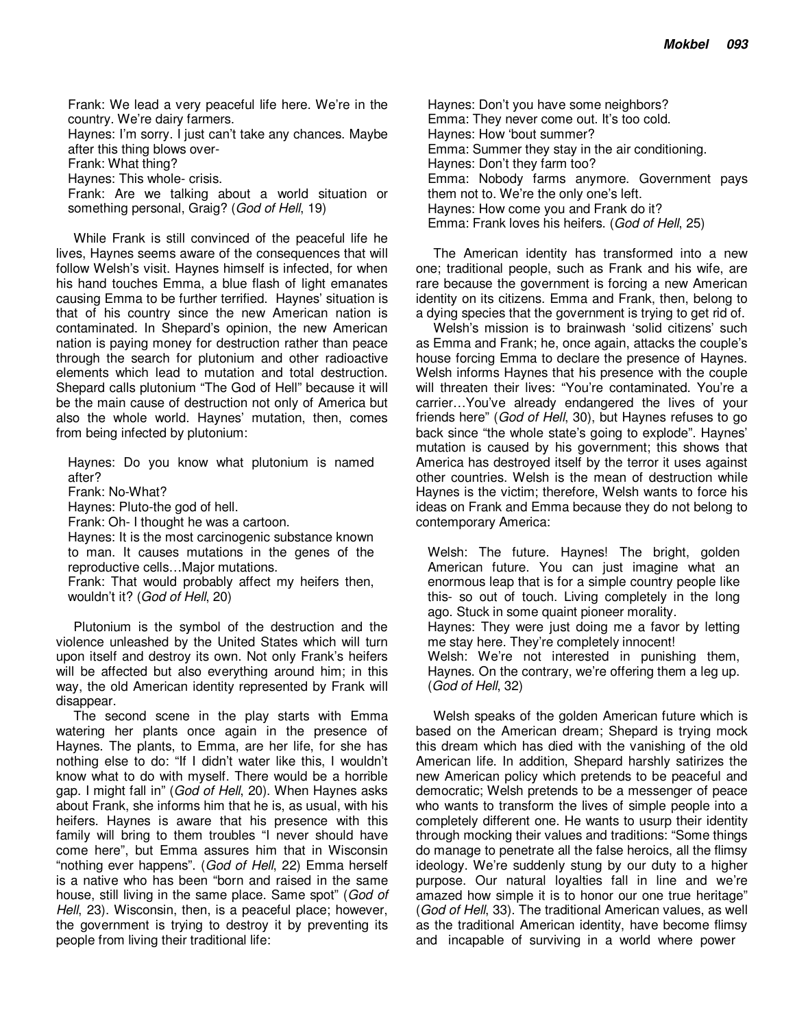Frank: We lead a very peaceful life here. We're in the country. We're dairy farmers.
Haynes: I'm sorry. I just can't take any chances. Maybe after this thing blows over-
Frank: What thing?
Haynes: This whole- crisis.
Frank: Are we talking about a world situation or something personal, Graig? (*God of Hell*, 19)

While Frank is still convinced of the peaceful life he lives, Haynes seems aware of the consequences that will follow Welsh's visit. Haynes himself is infected, for when his hand touches Emma, a blue flash of light emanates causing Emma to be further terrified. Haynes' situation is that of his country since the new American nation is contaminated. In Shepard's opinion, the new American nation is paying money for destruction rather than peace through the search for plutonium and other radioactive elements which lead to mutation and total destruction. Shepard calls plutonium "The God of Hell" because it will be the main cause of destruction not only of America but also the whole world. Haynes' mutation, then, comes from being infected by plutonium:

Haynes: Do you know what plutonium is named after?
Frank: No-What?
Haynes: Pluto-the god of hell.
Frank: Oh- I thought he was a cartoon.
Haynes: It is the most carcinogenic substance known to man. It causes mutations in the genes of the reproductive cells…Major mutations.
Frank: That would probably affect my heifers then, wouldn't it? (*God of Hell*, 20)

Plutonium is the symbol of the destruction and the violence unleashed by the United States which will turn upon itself and destroy its own. Not only Frank's heifers will be affected but also everything around him; in this way, the old American identity represented by Frank will disappear.

The second scene in the play starts with Emma watering her plants once again in the presence of Haynes. The plants, to Emma, are her life, for she has nothing else to do: "If I didn't water like this, I wouldn't know what to do with myself. There would be a horrible gap. I might fall in" (*God of Hell*, 20). When Haynes asks about Frank, she informs him that he is, as usual, with his heifers. Haynes is aware that his presence with this family will bring to them troubles "I never should have come here", but Emma assures him that in Wisconsin "nothing ever happens". (*God of Hell*, 22) Emma herself is a native who has been "born and raised in the same house, still living in the same place. Same spot" (*God of Hell*, 23). Wisconsin, then, is a peaceful place; however, the government is trying to destroy it by preventing its people from living their traditional life:

Haynes: Don't you have some neighbors?
Emma: They never come out. It's too cold.
Haynes: How 'bout summer?
Emma: Summer they stay in the air conditioning.
Haynes: Don't they farm too?
Emma: Nobody farms anymore. Government pays them not to. We're the only one's left.
Haynes: How come you and Frank do it?
Emma: Frank loves his heifers. (*God of Hell*, 25)

The American identity has transformed into a new one; traditional people, such as Frank and his wife, are rare because the government is forcing a new American identity on its citizens. Emma and Frank, then, belong to a dying species that the government is trying to get rid of.

Welsh's mission is to brainwash 'solid citizens' such as Emma and Frank; he, once again, attacks the couple's house forcing Emma to declare the presence of Haynes. Welsh informs Haynes that his presence with the couple will threaten their lives: "You're contaminated. You're a carrier…You've already endangered the lives of your friends here" (*God of Hell*, 30), but Haynes refuses to go back since "the whole state's going to explode". Haynes' mutation is caused by his government; this shows that America has destroyed itself by the terror it uses against other countries. Welsh is the mean of destruction while Haynes is the victim; therefore, Welsh wants to force his ideas on Frank and Emma because they do not belong to contemporary America:

Welsh: The future. Haynes! The bright, golden American future. You can just imagine what an enormous leap that is for a simple country people like this- so out of touch. Living completely in the long ago. Stuck in some quaint pioneer morality.
Haynes: They were just doing me a favor by letting me stay here. They're completely innocent!
Welsh: We're not interested in punishing them, Haynes. On the contrary, we're offering them a leg up. (*God of Hell*, 32)

Welsh speaks of the golden American future which is based on the American dream; Shepard is trying mock this dream which has died with the vanishing of the old American life. In addition, Shepard harshly satirizes the new American policy which pretends to be peaceful and democratic; Welsh pretends to be a messenger of peace who wants to transform the lives of simple people into a completely different one. He wants to usurp their identity through mocking their values and traditions: "Some things do manage to penetrate all the false heroics, all the flimsy ideology. We're suddenly stung by our duty to a higher purpose. Our natural loyalties fall in line and we're amazed how simple it is to honor our one true heritage" (*God of Hell*, 33). The traditional American values, as well as the traditional American identity, have become flimsy and incapable of surviving in a world where power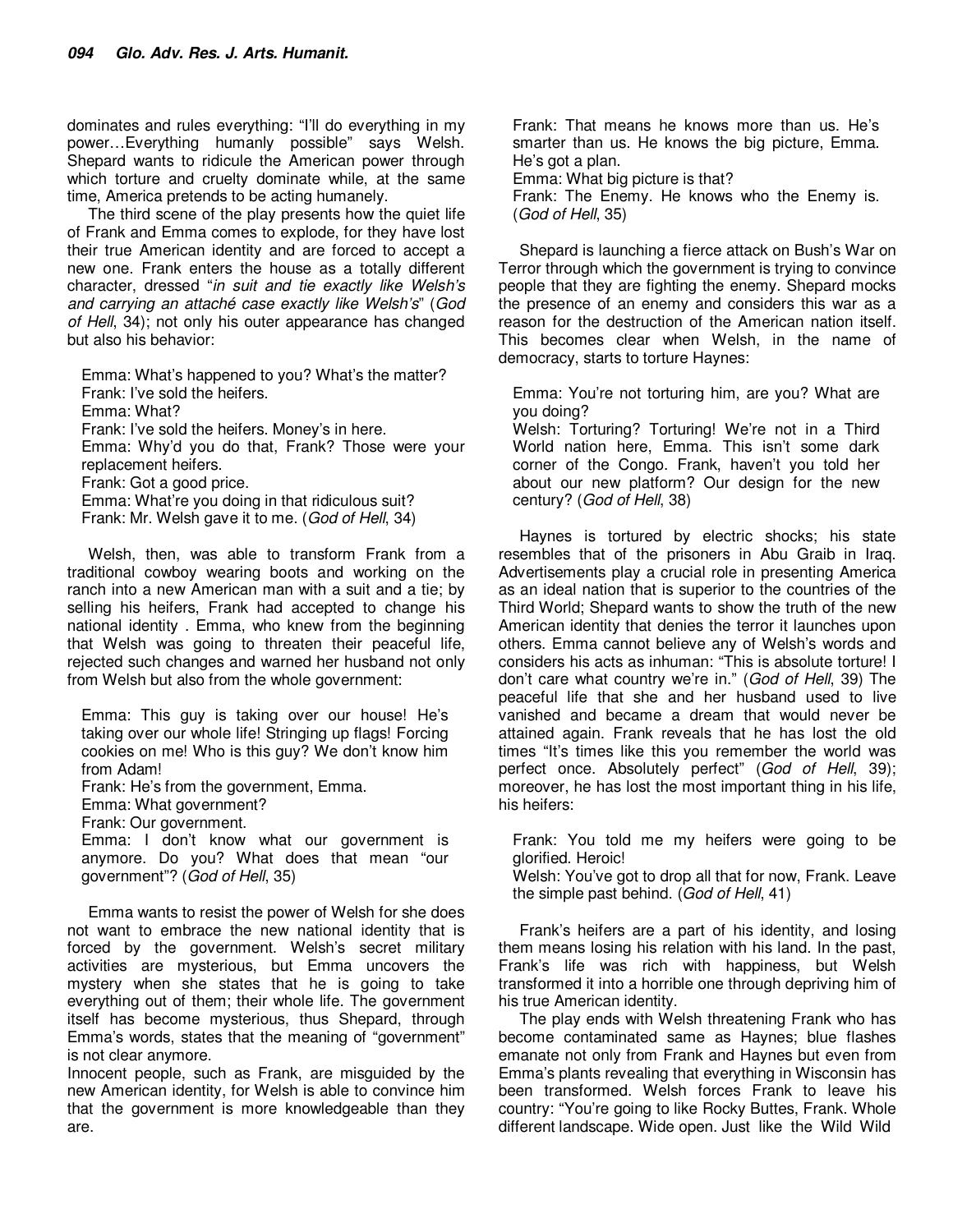dominates and rules everything: "I'll do everything in my power…Everything humanly possible" says Welsh. Shepard wants to ridicule the American power through which torture and cruelty dominate while, at the same time, America pretends to be acting humanely.

The third scene of the play presents how the quiet life of Frank and Emma comes to explode, for they have lost their true American identity and are forced to accept a new one. Frank enters the house as a totally different character, dressed "*in suit and tie exactly like Welsh's and carrying an attaché case exactly like Welsh's*" (*God of Hell*, 34); not only his outer appearance has changed but also his behavior:

> Emma: What's happened to you? What's the matter?
> Frank: I've sold the heifers.
> Emma: What?
> Frank: I've sold the heifers. Money's in here.
> Emma: Why'd you do that, Frank? Those were your replacement heifers.
> Frank: Got a good price.
> Emma: What're you doing in that ridiculous suit?
> Frank: Mr. Welsh gave it to me. (*God of Hell*, 34)

Welsh, then, was able to transform Frank from a traditional cowboy wearing boots and working on the ranch into a new American man with a suit and a tie; by selling his heifers, Frank had accepted to change his national identity . Emma, who knew from the beginning that Welsh was going to threaten their peaceful life, rejected such changes and warned her husband not only from Welsh but also from the whole government:

> Emma: This guy is taking over our house! He's taking over our whole life! Stringing up flags! Forcing cookies on me! Who is this guy? We don't know him from Adam!
> Frank: He's from the government, Emma.
> Emma: What government?
> Frank: Our government.
> Emma: I don't know what our government is anymore. Do you? What does that mean "our government"? (*God of Hell*, 35)

Emma wants to resist the power of Welsh for she does not want to embrace the new national identity that is forced by the government. Welsh's secret military activities are mysterious, but Emma uncovers the mystery when she states that he is going to take everything out of them; their whole life. The government itself has become mysterious, thus Shepard, through Emma's words, states that the meaning of "government" is not clear anymore.

Innocent people, such as Frank, are misguided by the new American identity, for Welsh is able to convince him that the government is more knowledgeable than they are.

> Frank: That means he knows more than us. He's smarter than us. He knows the big picture, Emma. He's got a plan.
> Emma: What big picture is that?
> Frank: The Enemy. He knows who the Enemy is. (*God of Hell*, 35)

Shepard is launching a fierce attack on Bush's War on Terror through which the government is trying to convince people that they are fighting the enemy. Shepard mocks the presence of an enemy and considers this war as a reason for the destruction of the American nation itself. This becomes clear when Welsh, in the name of democracy, starts to torture Haynes:

> Emma: You're not torturing him, are you? What are you doing?
> Welsh: Torturing? Torturing! We're not in a Third World nation here, Emma. This isn't some dark corner of the Congo. Frank, haven't you told her about our new platform? Our design for the new century? (*God of Hell*, 38)

Haynes is tortured by electric shocks; his state resembles that of the prisoners in Abu Graib in Iraq. Advertisements play a crucial role in presenting America as an ideal nation that is superior to the countries of the Third World; Shepard wants to show the truth of the new American identity that denies the terror it launches upon others. Emma cannot believe any of Welsh's words and considers his acts as inhuman: "This is absolute torture! I don't care what country we're in." (*God of Hell*, 39) The peaceful life that she and her husband used to live vanished and became a dream that would never be attained again. Frank reveals that he has lost the old times "It's times like this you remember the world was perfect once. Absolutely perfect" (*God of Hell*, 39); moreover, he has lost the most important thing in his life, his heifers:

> Frank: You told me my heifers were going to be glorified. Heroic!
> Welsh: You've got to drop all that for now, Frank. Leave the simple past behind. (*God of Hell*, 41)

Frank's heifers are a part of his identity, and losing them means losing his relation with his land. In the past, Frank's life was rich with happiness, but Welsh transformed it into a horrible one through depriving him of his true American identity.

The play ends with Welsh threatening Frank who has become contaminated same as Haynes; blue flashes emanate not only from Frank and Haynes but even from Emma's plants revealing that everything in Wisconsin has been transformed. Welsh forces Frank to leave his country: "You're going to like Rocky Buttes, Frank. Whole different landscape. Wide open. Just like the Wild Wild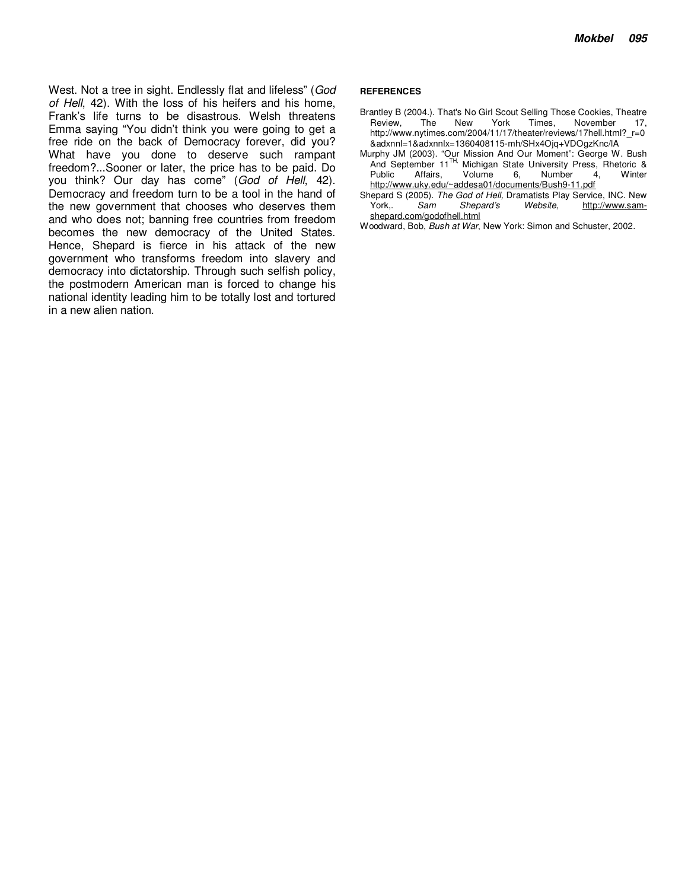West. Not a tree in sight. Endlessly flat and lifeless" (*God of Hell*, 42). With the loss of his heifers and his home, Frank's life turns to be disastrous. Welsh threatens Emma saying "You didn't think you were going to get a free ride on the back of Democracy forever, did you? What have you done to deserve such rampant freedom?...Sooner or later, the price has to be paid. Do you think? Our day has come" (*God of Hell*, 42). Democracy and freedom turn to be a tool in the hand of the new government that chooses who deserves them and who does not; banning free countries from freedom becomes the new democracy of the United States. Hence, Shepard is fierce in his attack of the new government who transforms freedom into slavery and democracy into dictatorship. Through such selfish policy, the postmodern American man is forced to change his national identity leading him to be totally lost and tortured in a new alien nation.

## REFERENCES

Brantley B (2004.). That's No Girl Scout Selling Those Cookies, Theatre Review, The New York Times, November 17, http://www.nytimes.com/2004/11/17/theater/reviews/17hell.html?_r=0&adxnnl=1&adxnnlx=1360408115-mh/SHx4Ojq+VDOgzKnc/lA

Murphy JM (2003). "Our Mission And Our Moment": George W. Bush And September 11[TH,] Michigan State University Press, Rhetoric & Public Affairs, Volume 6, Number 4, Winter http://www.uky.edu/~addesa01/documents/Bush9-11.pdf

Shepard S (2005). *The God of Hell,* Dramatists Play Service, INC. New York,. *Sam Shepard's Website*, http://www.sam-shepard.com/godofhell.html

Woodward, Bob, *Bush at War*, New York: Simon and Schuster, 2002.